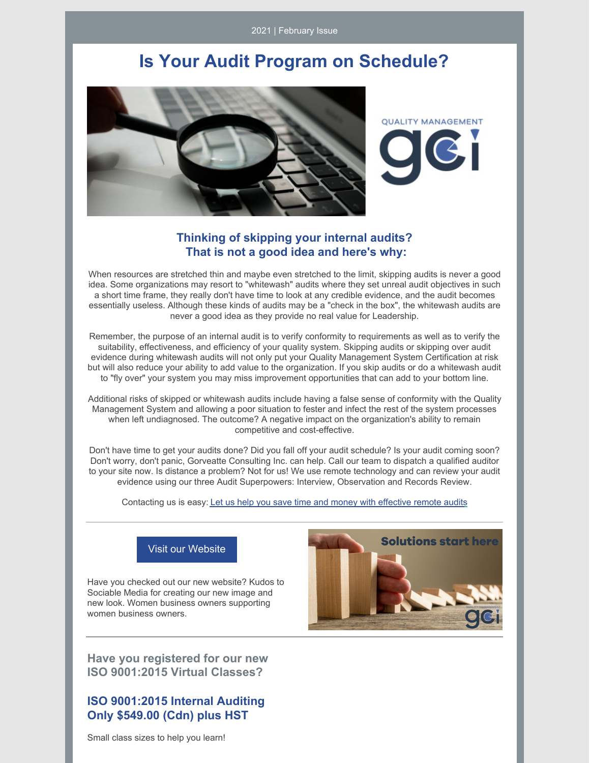2021 | February Issue

# Is Your Audit Program on Schedule?

QUALITY MANAGEMENT

gci

## Thinking of skipping your internal audits? That is not a good idea and here's why:

When resources are stretched thin and maybe even stretched to the limit, skipping audits is never a good idea. Some organizations may resort to "whitewash" audits where they set unreal audit objectives in such a short time frame, they really don't have time to look at any credible evidence, and the audit becomes essentially useless. Although these kinds of audits may be a "check in the box", the whitewash audits are never a good idea as they provide no real value for Leadership.

Remember, the purpose of an internal audit is to verify conformity to requirements as well as to verify the suitability, effectiveness, and efficiency of your quality system. Skipping audits or skipping over audit evidence during whitewash audits will not only put your Quality Management System Certification at risk but will also reduce your ability to add value to the organization. If you skip audits or do a whitewash audit to "fly over" your system you may miss improvement opportunities that can add to your bottom line.

Additional risks of skipped or whitewash audits include having a false sense of conformity with the Quality Management System and allowing a poor situation to fester and infect the rest of the system processes when left undiagnosed. The outcome? A negative impact on the organization's ability to remain competitive and cost-effective.

Don't have time to get your audits done? Did you fall off your audit schedule? Is your audit coming soon? Don't worry, don't panic, Gorveatte Consulting Inc. can help. Call our team to dispatch a qualified auditor to your site now. Is distance a problem? Not for us! We use remote technology and can review your audit evidence using our three Audit Superpowers: Interview, Observation and Records Review.

Contacting us is easy: Let us help you save time and money with effective remote audits

---

Visit our Website

Have you checked out our new website? Kudos to Sociable Media for creating our new image and new look. Women business owners supporting women business owners.

Solutions start here

---

## Have you registered for our new ISO 9001:2015 Virtual Classes?

## ISO 9001:2015 Internal Auditing Only $549.00 (Cdn) plus HST

Small class sizes to help you learn!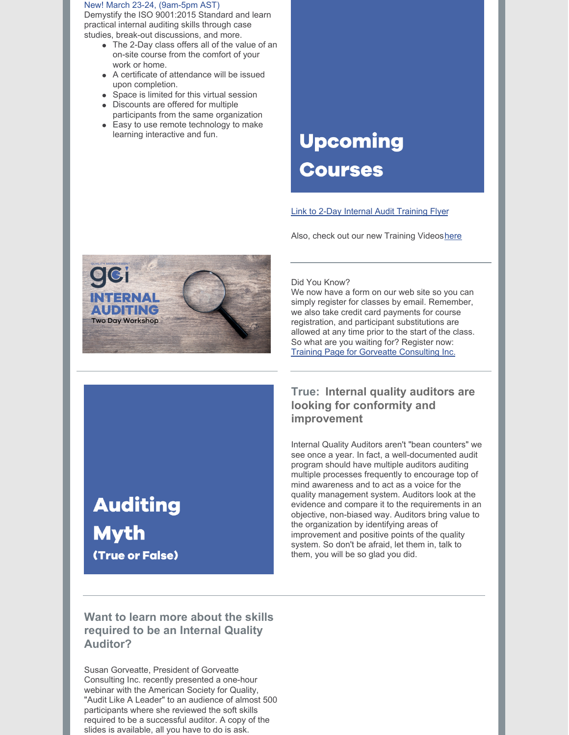New! March 23-24, (9am-5pm AST)

Demystify the ISO 9001:2015 Standard and learn practical internal auditing skills through case studies, break-out discussions, and more.

- The 2-Day class offers all of the value of an on-site course from the comfort of your work or home.
- A certificate of attendance will be issued upon completion.
- Space is limited for this virtual session
- Discounts are offered for multiple participants from the same organization
- Easy to use remote technology to make learning interactive and fun.

# Upcoming Courses

Link to 2-Day Internal Audit Training Flyer

Also, check out our new Training Videos here

Did You Know?

We now have a form on our web site so you can simply register for classes by email. Remember, we also take credit card payments for course registration, and participant substitutions are allowed at any time prior to the start of the class. So what are you waiting for? Register now: Training Page for Gorveatte Consulting Inc.

# Auditing Myth

**(True or False)**

## True: Internal quality auditors are looking for conformity and improvement

Internal Quality Auditors aren't "bean counters" we see once a year. In fact, a well-documented audit program should have multiple auditors auditing multiple processes frequently to encourage top of mind awareness and to act as a voice for the quality management system. Auditors look at the evidence and compare it to the requirements in an objective, non-biased way. Auditors bring value to the organization by identifying areas of improvement and positive points of the quality system. So don't be afraid, let them in, talk to them, you will be so glad you did.

## Want to learn more about the skills required to be an Internal Quality Auditor?

Susan Gorveatte, President of Gorveatte Consulting Inc. recently presented a one-hour webinar with the American Society for Quality, "Audit Like A Leader" to an audience of almost 500 participants where she reviewed the soft skills required to be a successful auditor. A copy of the slides is available, all you have to do is ask.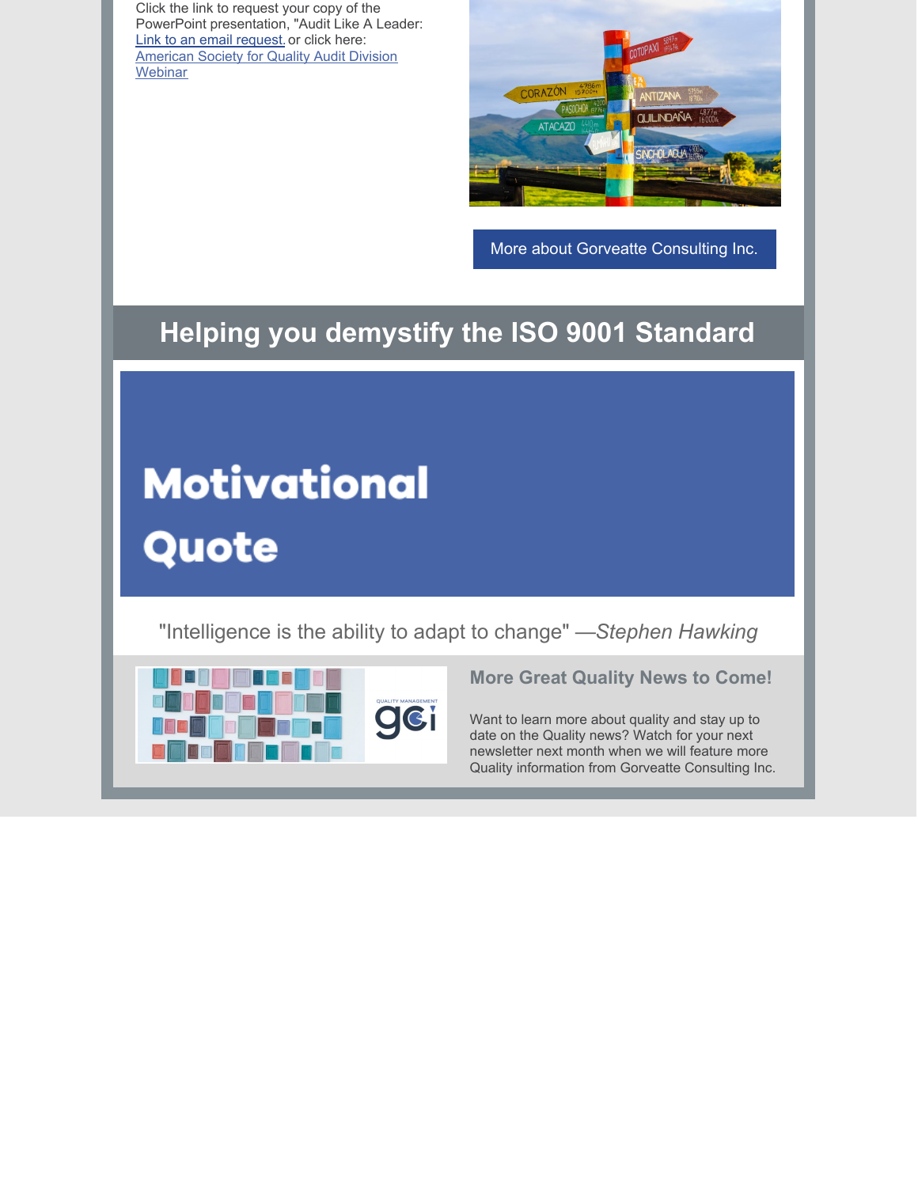Click the link to request your copy of the PowerPoint presentation, "Audit Like A Leader: Link to an email request. or click here: American Society for Quality Audit Division Webinar

More about Gorveatte Consulting Inc.

## Helping you demystify the ISO 9001 Standard

# Motivational Quote

"Intelligence is the ability to adapt to change" —*Stephen Hawking*

### More Great Quality News to Come!

Want to learn more about quality and stay up to date on the Quality news? Watch for your next newsletter next month when we will feature more Quality information from Gorveatte Consulting Inc.